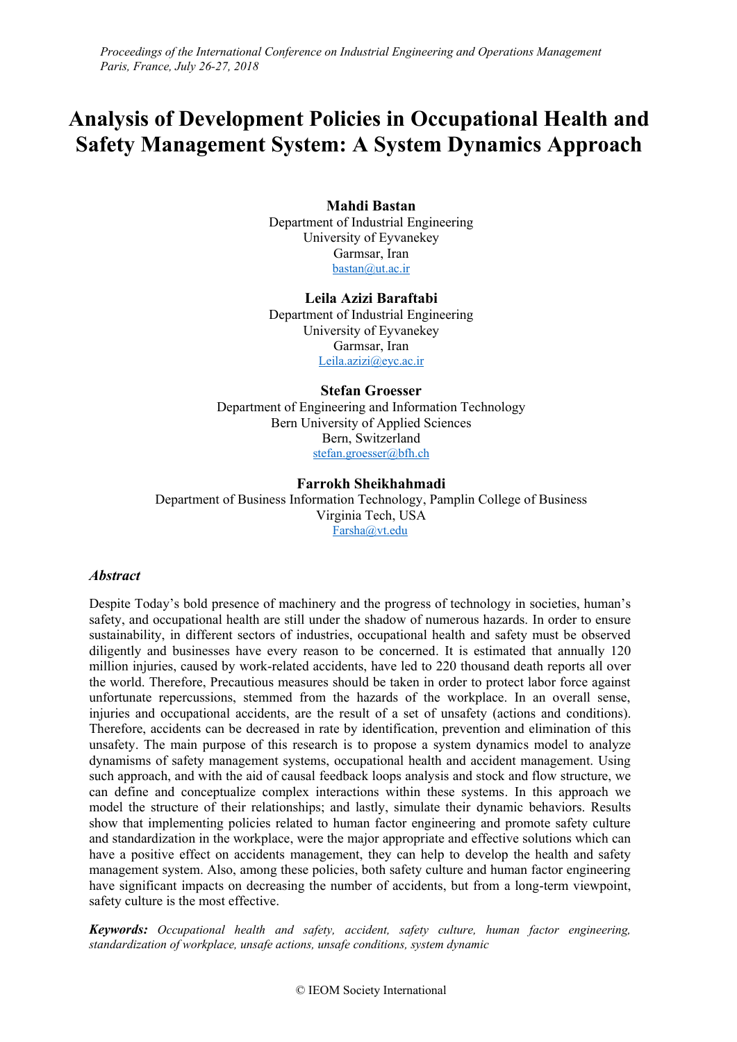# Analysis of Development Policies in Occupational Health and Safety Management System: A System Dynamics Approach

**Mahdi Bastan**
Department of Industrial Engineering
University of Eyvanekey
Garmsar, Iran
bastan@ut.ac.ir

**Leila Azizi Baraftabi**
Department of Industrial Engineering
University of Eyvanekey
Garmsar, Iran
Leila.azizi@eyc.ac.ir

**Stefan Groesser**
Department of Engineering and Information Technology
Bern University of Applied Sciences
Bern, Switzerland
stefan.groesser@bfh.ch

**Farrokh Sheikhahmadi**
Department of Business Information Technology, Pamplin College of Business
Virginia Tech, USA
Farsha@vt.edu

## *Abstract*

Despite Today's bold presence of machinery and the progress of technology in societies, human's safety, and occupational health are still under the shadow of numerous hazards. In order to ensure sustainability, in different sectors of industries, occupational health and safety must be observed diligently and businesses have every reason to be concerned. It is estimated that annually 120 million injuries, caused by work-related accidents, have led to 220 thousand death reports all over the world. Therefore, Precautious measures should be taken in order to protect labor force against unfortunate repercussions, stemmed from the hazards of the workplace. In an overall sense, injuries and occupational accidents, are the result of a set of unsafety (actions and conditions). Therefore, accidents can be decreased in rate by identification, prevention and elimination of this unsafety. The main purpose of this research is to propose a system dynamics model to analyze dynamisms of safety management systems, occupational health and accident management. Using such approach, and with the aid of causal feedback loops analysis and stock and flow structure, we can define and conceptualize complex interactions within these systems. In this approach we model the structure of their relationships; and lastly, simulate their dynamic behaviors. Results show that implementing policies related to human factor engineering and promote safety culture and standardization in the workplace, were the major appropriate and effective solutions which can have a positive effect on accidents management, they can help to develop the health and safety management system. Also, among these policies, both safety culture and human factor engineering have significant impacts on decreasing the number of accidents, but from a long-term viewpoint, safety culture is the most effective.

***Keywords:*** *Occupational health and safety, accident, safety culture, human factor engineering, standardization of workplace, unsafe actions, unsafe conditions, system dynamic*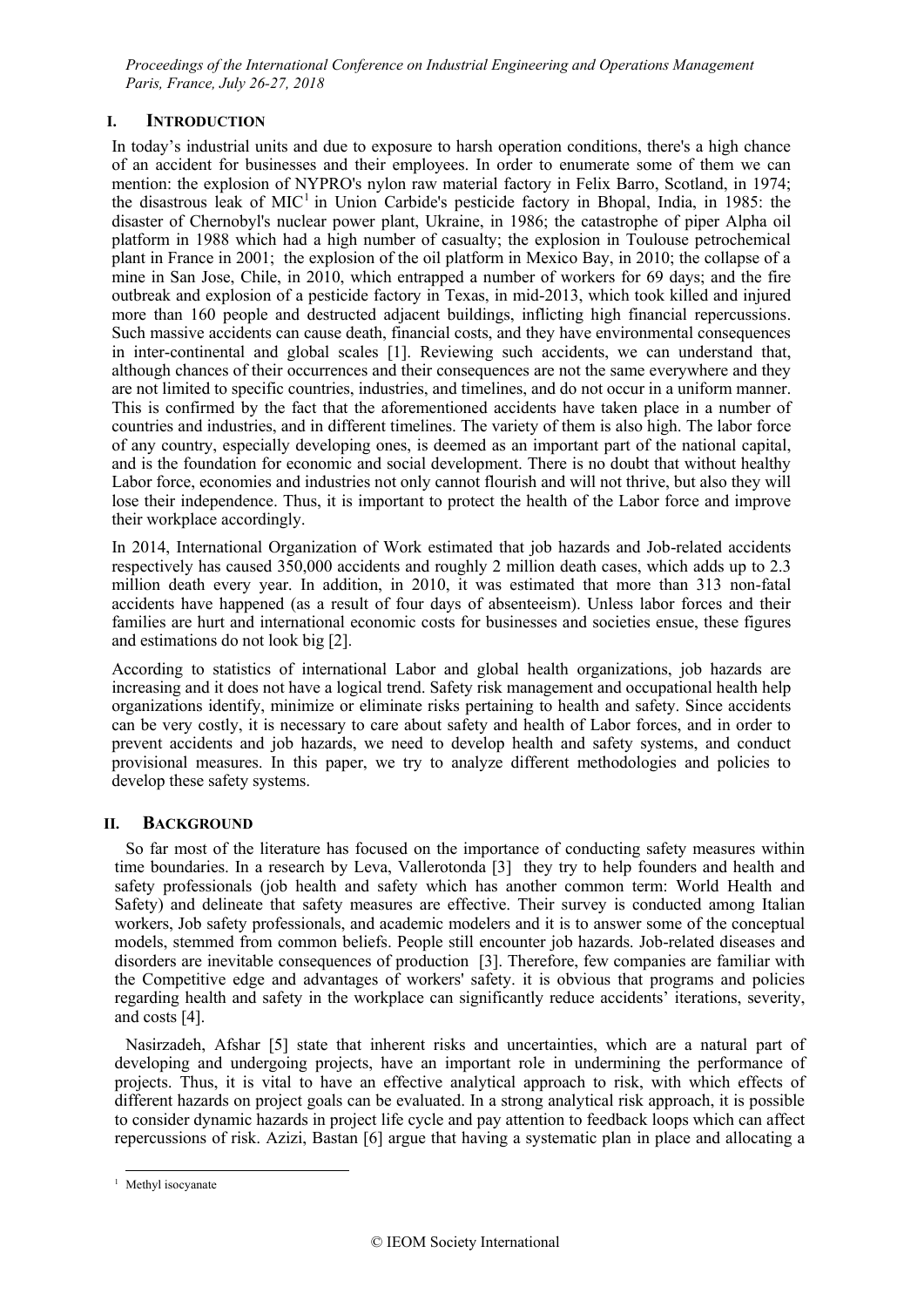## I. INTRODUCTION

In today's industrial units and due to exposure to harsh operation conditions, there's a high chance of an accident for businesses and their employees. In order to enumerate some of them we can mention: the explosion of NYPRO's nylon raw material factory in Felix Barro, Scotland, in 1974; the disastrous leak of MIC[1] in Union Carbide's pesticide factory in Bhopal, India, in 1985: the disaster of Chernobyl's nuclear power plant, Ukraine, in 1986; the catastrophe of piper Alpha oil platform in 1988 which had a high number of casualty; the explosion in Toulouse petrochemical plant in France in 2001; the explosion of the oil platform in Mexico Bay, in 2010; the collapse of a mine in San Jose, Chile, in 2010, which entrapped a number of workers for 69 days; and the fire outbreak and explosion of a pesticide factory in Texas, in mid-2013, which took killed and injured more than 160 people and destructed adjacent buildings, inflicting high financial repercussions. Such massive accidents can cause death, financial costs, and they have environmental consequences in inter-continental and global scales [1]. Reviewing such accidents, we can understand that, although chances of their occurrences and their consequences are not the same everywhere and they are not limited to specific countries, industries, and timelines, and do not occur in a uniform manner. This is confirmed by the fact that the aforementioned accidents have taken place in a number of countries and industries, and in different timelines. The variety of them is also high. The labor force of any country, especially developing ones, is deemed as an important part of the national capital, and is the foundation for economic and social development. There is no doubt that without healthy Labor force, economies and industries not only cannot flourish and will not thrive, but also they will lose their independence. Thus, it is important to protect the health of the Labor force and improve their workplace accordingly.

In 2014, International Organization of Work estimated that job hazards and Job-related accidents respectively has caused 350,000 accidents and roughly 2 million death cases, which adds up to 2.3 million death every year. In addition, in 2010, it was estimated that more than 313 non-fatal accidents have happened (as a result of four days of absenteeism). Unless labor forces and their families are hurt and international economic costs for businesses and societies ensue, these figures and estimations do not look big [2].

According to statistics of international Labor and global health organizations, job hazards are increasing and it does not have a logical trend. Safety risk management and occupational health help organizations identify, minimize or eliminate risks pertaining to health and safety. Since accidents can be very costly, it is necessary to care about safety and health of Labor forces, and in order to prevent accidents and job hazards, we need to develop health and safety systems, and conduct provisional measures. In this paper, we try to analyze different methodologies and policies to develop these safety systems.

## II. BACKGROUND

So far most of the literature has focused on the importance of conducting safety measures within time boundaries. In a research by Leva, Vallerotonda [3] they try to help founders and health and safety professionals (job health and safety which has another common term: World Health and Safety) and delineate that safety measures are effective. Their survey is conducted among Italian workers, Job safety professionals, and academic modelers and it is to answer some of the conceptual models, stemmed from common beliefs. People still encounter job hazards. Job-related diseases and disorders are inevitable consequences of production [3]. Therefore, few companies are familiar with the Competitive edge and advantages of workers' safety. it is obvious that programs and policies regarding health and safety in the workplace can significantly reduce accidents' iterations, severity, and costs [4].

Nasirzadeh, Afshar [5] state that inherent risks and uncertainties, which are a natural part of developing and undergoing projects, have an important role in undermining the performance of projects. Thus, it is vital to have an effective analytical approach to risk, with which effects of different hazards on project goals can be evaluated. In a strong analytical risk approach, it is possible to consider dynamic hazards in project life cycle and pay attention to feedback loops which can affect repercussions of risk. Azizi, Bastan [6] argue that having a systematic plan in place and allocating a

[1] Methyl isocyanate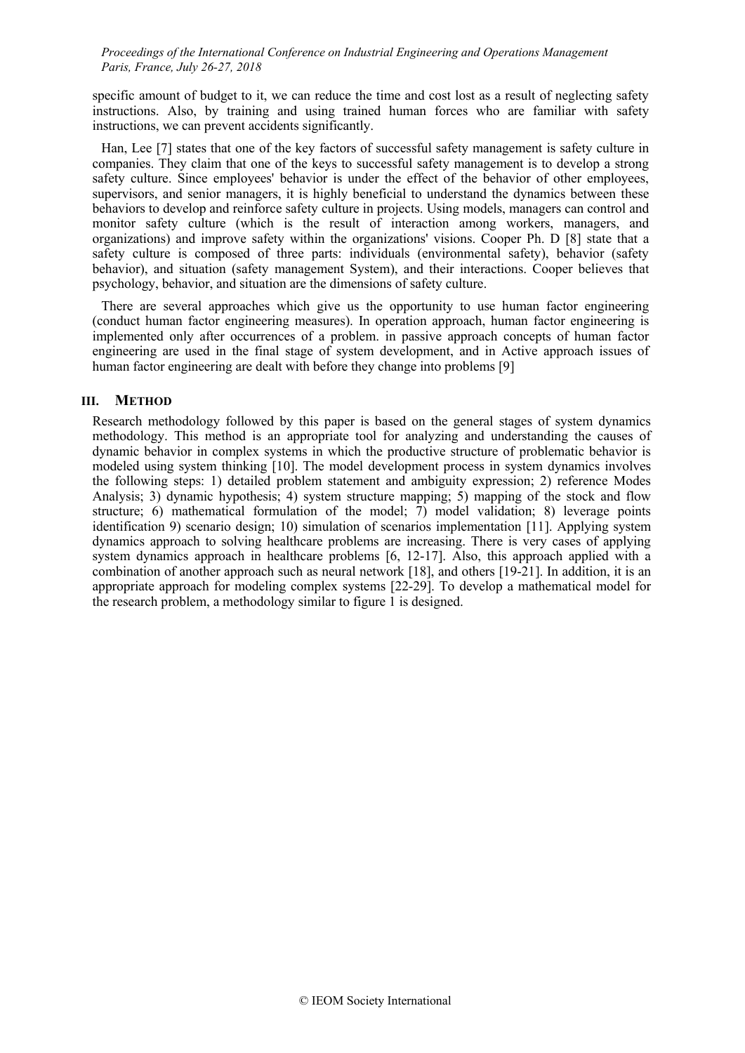specific amount of budget to it, we can reduce the time and cost lost as a result of neglecting safety instructions. Also, by training and using trained human forces who are familiar with safety instructions, we can prevent accidents significantly.

Han, Lee [7] states that one of the key factors of successful safety management is safety culture in companies. They claim that one of the keys to successful safety management is to develop a strong safety culture. Since employees' behavior is under the effect of the behavior of other employees, supervisors, and senior managers, it is highly beneficial to understand the dynamics between these behaviors to develop and reinforce safety culture in projects. Using models, managers can control and monitor safety culture (which is the result of interaction among workers, managers, and organizations) and improve safety within the organizations' visions. Cooper Ph. D [8] state that a safety culture is composed of three parts: individuals (environmental safety), behavior (safety behavior), and situation (safety management System), and their interactions. Cooper believes that psychology, behavior, and situation are the dimensions of safety culture.

There are several approaches which give us the opportunity to use human factor engineering (conduct human factor engineering measures). In operation approach, human factor engineering is implemented only after occurrences of a problem. in passive approach concepts of human factor engineering are used in the final stage of system development, and in Active approach issues of human factor engineering are dealt with before they change into problems [9]

## III. METHOD

Research methodology followed by this paper is based on the general stages of system dynamics methodology. This method is an appropriate tool for analyzing and understanding the causes of dynamic behavior in complex systems in which the productive structure of problematic behavior is modeled using system thinking [10]. The model development process in system dynamics involves the following steps: 1) detailed problem statement and ambiguity expression; 2) reference Modes Analysis; 3) dynamic hypothesis; 4) system structure mapping; 5) mapping of the stock and flow structure; 6) mathematical formulation of the model; 7) model validation; 8) leverage points identification 9) scenario design; 10) simulation of scenarios implementation [11]. Applying system dynamics approach to solving healthcare problems are increasing. There is very cases of applying system dynamics approach in healthcare problems [6, 12-17]. Also, this approach applied with a combination of another approach such as neural network [18], and others [19-21]. In addition, it is an appropriate approach for modeling complex systems [22-29]. To develop a mathematical model for the research problem, a methodology similar to figure 1 is designed.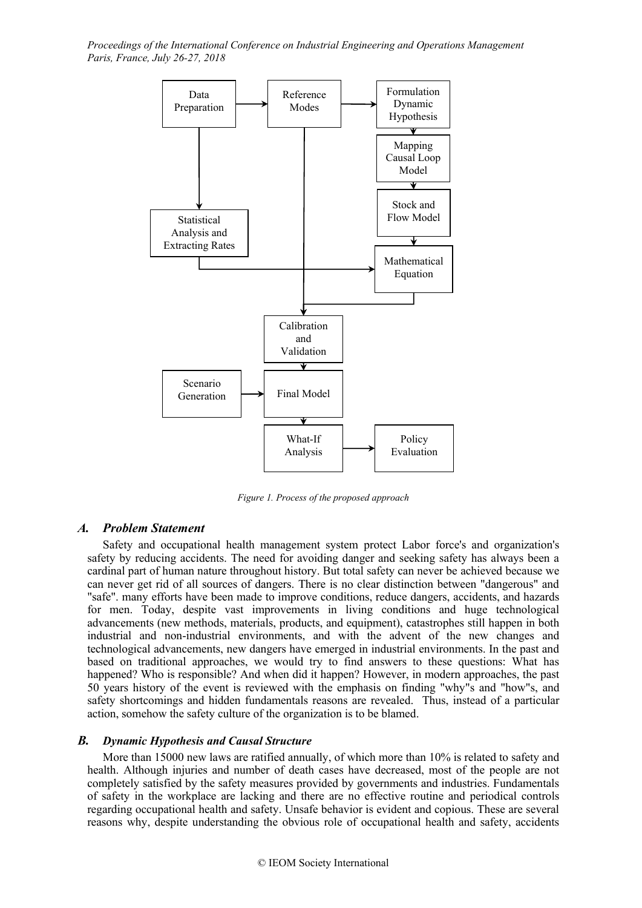Figure 1. Process of the proposed approach

### *A. Problem Statement*

Safety and occupational health management system protect Labor force's and organization's safety by reducing accidents. The need for avoiding danger and seeking safety has always been a cardinal part of human nature throughout history. But total safety can never be achieved because we can never get rid of all sources of dangers. There is no clear distinction between "dangerous" and "safe". many efforts have been made to improve conditions, reduce dangers, accidents, and hazards for men. Today, despite vast improvements in living conditions and huge technological advancements (new methods, materials, products, and equipment), catastrophes still happen in both industrial and non-industrial environments, and with the advent of the new changes and technological advancements, new dangers have emerged in industrial environments. In the past and based on traditional approaches, we would try to find answers to these questions: What has happened? Who is responsible? And when did it happen? However, in modern approaches, the past 50 years history of the event is reviewed with the emphasis on finding "why"s and "how"s, and safety shortcomings and hidden fundamentals reasons are revealed. Thus, instead of a particular action, somehow the safety culture of the organization is to be blamed.

### *B. Dynamic Hypothesis and Causal Structure*

More than 15000 new laws are ratified annually, of which more than 10% is related to safety and health. Although injuries and number of death cases have decreased, most of the people are not completely satisfied by the safety measures provided by governments and industries. Fundamentals of safety in the workplace are lacking and there are no effective routine and periodical controls regarding occupational health and safety. Unsafe behavior is evident and copious. These are several reasons why, despite understanding the obvious role of occupational health and safety, accidents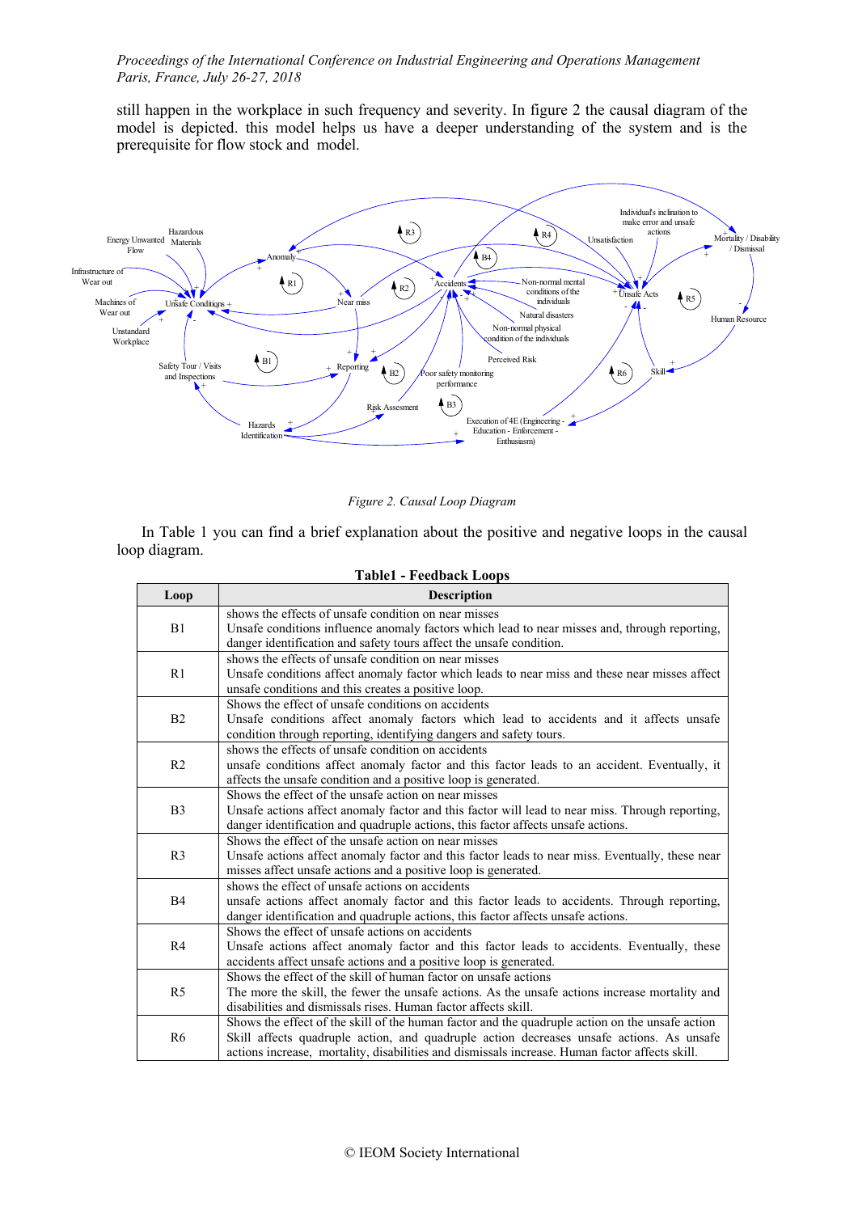still happen in the workplace in such frequency and severity. In figure 2 the causal diagram of the model is depicted. this model helps us have a deeper understanding of the system and is the prerequisite for flow stock and model.

*Figure 2. Causal Loop Diagram*

In Table 1 you can find a brief explanation about the positive and negative loops in the causal loop diagram.

**Table1 - Feedback Loops**

| Loop | Description |
|---|---|
| B1 | shows the effects of unsafe condition on near misses<br>Unsafe conditions influence anomaly factors which lead to near misses and, through reporting, danger identification and safety tours affect the unsafe condition. |
| R1 | shows the effects of unsafe condition on near misses<br>Unsafe conditions affect anomaly factor which leads to near miss and these near misses affect unsafe conditions and this creates a positive loop. |
| B2 | Shows the effect of unsafe conditions on accidents<br>Unsafe conditions affect anomaly factors which lead to accidents and it affects unsafe condition through reporting, identifying dangers and safety tours. |
| R2 | shows the effects of unsafe condition on accidents<br>unsafe conditions affect anomaly factor and this factor leads to an accident. Eventually, it affects the unsafe condition and a positive loop is generated. |
| B3 | Shows the effect of the unsafe action on near misses<br>Unsafe actions affect anomaly factor and this factor will lead to near miss. Through reporting, danger identification and quadruple actions, this factor affects unsafe actions. |
| R3 | Shows the effect of the unsafe action on near misses<br>Unsafe actions affect anomaly factor and this factor leads to near miss. Eventually, these near misses affect unsafe actions and a positive loop is generated. |
| B4 | shows the effect of unsafe actions on accidents<br>unsafe actions affect anomaly factor and this factor leads to accidents. Through reporting, danger identification and quadruple actions, this factor affects unsafe actions. |
| R4 | Shows the effect of unsafe actions on accidents<br>Unsafe actions affect anomaly factor and this factor leads to accidents. Eventually, these accidents affect unsafe actions and a positive loop is generated. |
| R5 | Shows the effect of the skill of human factor on unsafe actions<br>The more the skill, the fewer the unsafe actions. As the unsafe actions increase mortality and disabilities and dismissals rises. Human factor affects skill. |
| R6 | Shows the effect of the skill of the human factor and the quadruple action on the unsafe action<br>Skill affects quadruple action, and quadruple action decreases unsafe actions. As unsafe actions increase, mortality, disabilities and dismissals increase. Human factor affects skill. |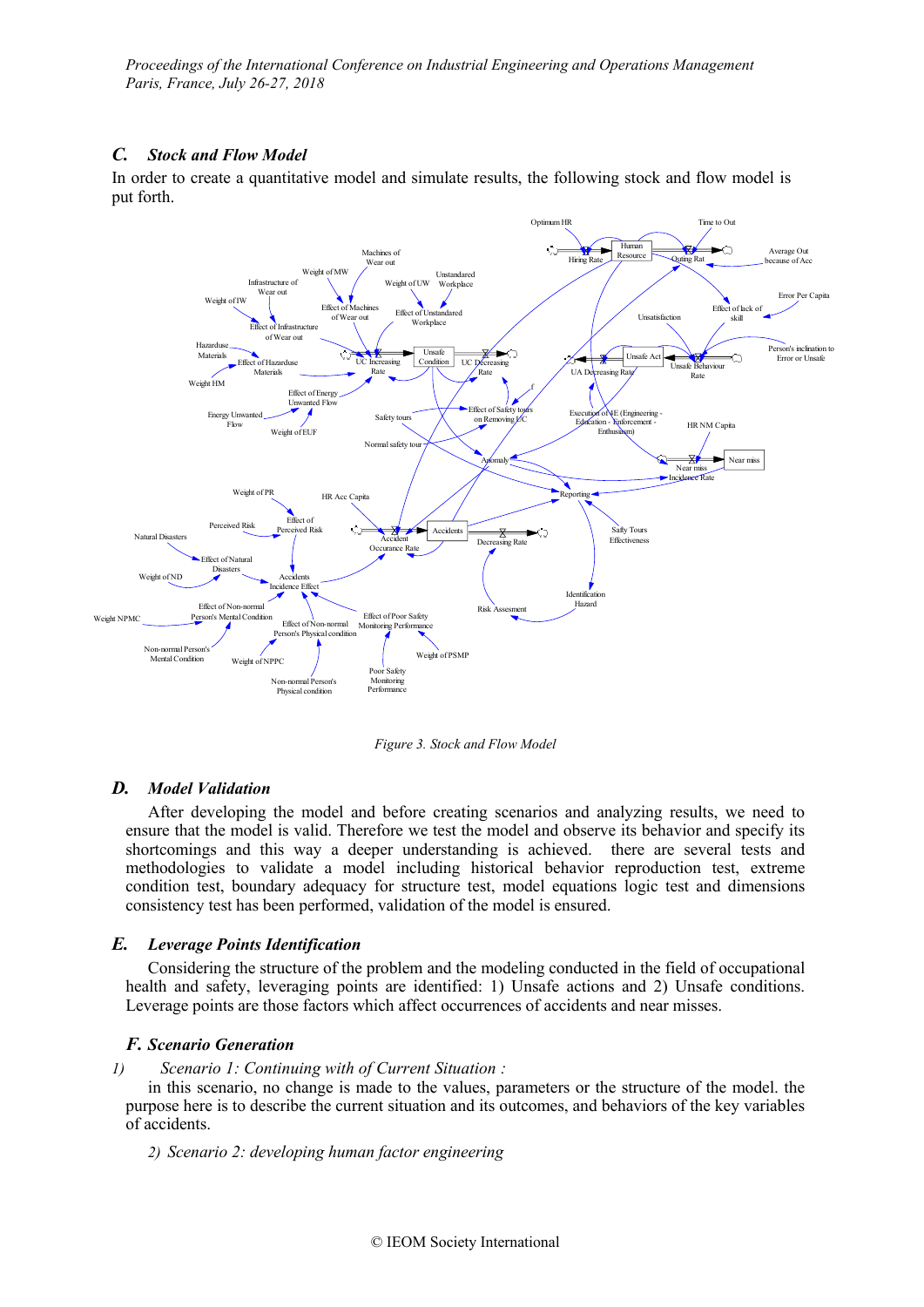### C. *Stock and Flow Model*

In order to create a quantitative model and simulate results, the following stock and flow model is put forth.

*Figure 3. Stock and Flow Model*

### D. *Model Validation*

After developing the model and before creating scenarios and analyzing results, we need to ensure that the model is valid. Therefore we test the model and observe its behavior and specify its shortcomings and this way a deeper understanding is achieved. there are several tests and methodologies to validate a model including historical behavior reproduction test, extreme condition test, boundary adequacy for structure test, model equations logic test and dimensions consistency test has been performed, validation of the model is ensured.

### E. *Leverage Points Identification*

Considering the structure of the problem and the modeling conducted in the field of occupational health and safety, leveraging points are identified: 1) Unsafe actions and 2) Unsafe conditions. Leverage points are those factors which affect occurrences of accidents and near misses.

### *F. Scenario Generation*

*1) Scenario 1: Continuing with of Current Situation :*

in this scenario, no change is made to the values, parameters or the structure of the model. the purpose here is to describe the current situation and its outcomes, and behaviors of the key variables of accidents.

*2) Scenario 2: developing human factor engineering*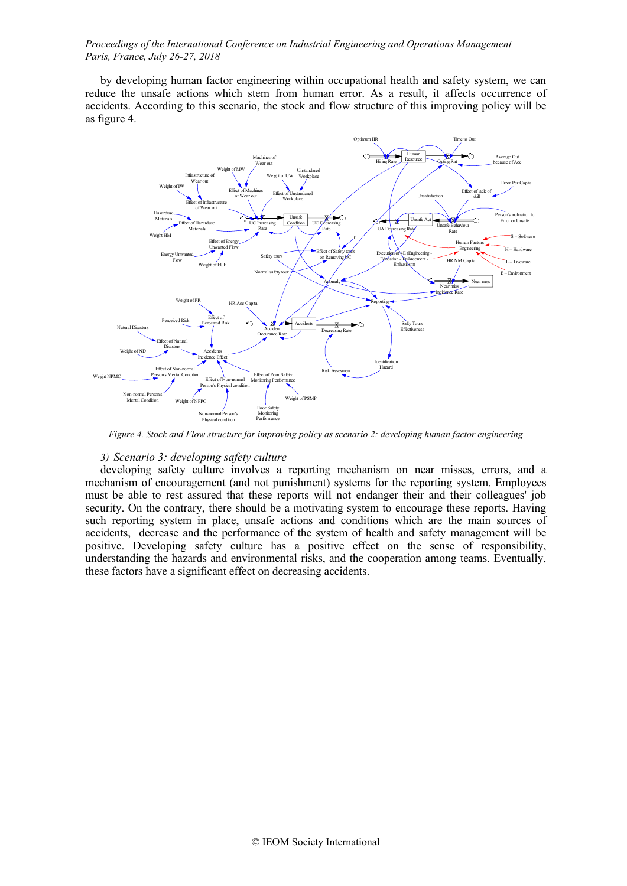by developing human factor engineering within occupational health and safety system, we can reduce the unsafe actions which stem from human error. As a result, it affects occurrence of accidents. According to this scenario, the stock and flow structure of this improving policy will be as figure 4.

*Figure 4. Stock and Flow structure for improving policy as scenario 2: developing human factor engineering*

*3) Scenario 3: developing safety culture*

developing safety culture involves a reporting mechanism on near misses, errors, and a mechanism of encouragement (and not punishment) systems for the reporting system. Employees must be able to rest assured that these reports will not endanger their and their colleagues' job security. On the contrary, there should be a motivating system to encourage these reports. Having such reporting system in place, unsafe actions and conditions which are the main sources of accidents, decrease and the performance of the system of health and safety management will be positive. Developing safety culture has a positive effect on the sense of responsibility, understanding the hazards and environmental risks, and the cooperation among teams. Eventually, these factors have a significant effect on decreasing accidents.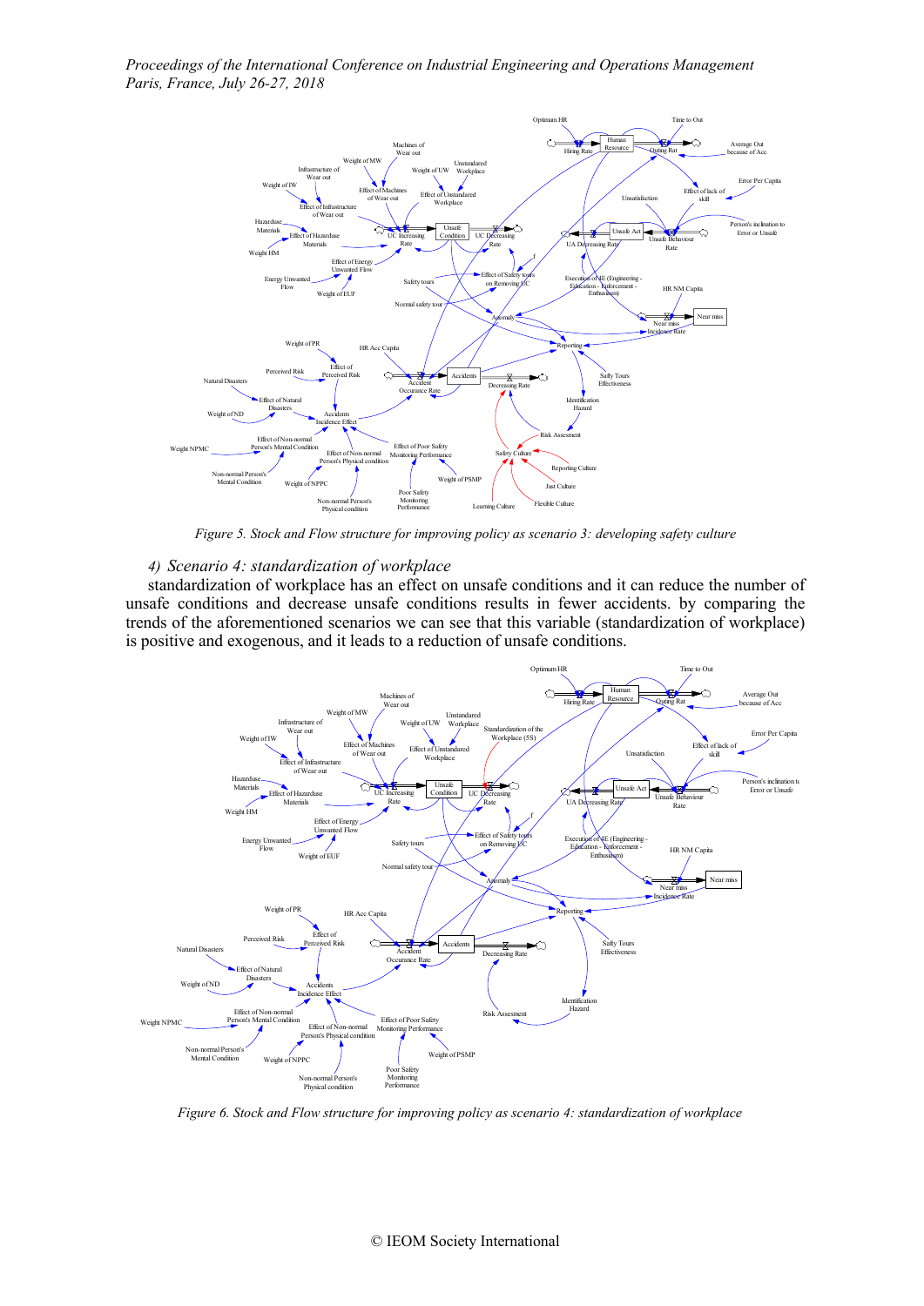*Figure 5. Stock and Flow structure for improving policy as scenario 3: developing safety culture*

*4) Scenario 4: standardization of workplace*

standardization of workplace has an effect on unsafe conditions and it can reduce the number of unsafe conditions and decrease unsafe conditions results in fewer accidents. by comparing the trends of the aforementioned scenarios we can see that this variable (standardization of workplace) is positive and exogenous, and it leads to a reduction of unsafe conditions.

*Figure 6. Stock and Flow structure for improving policy as scenario 4: standardization of workplace*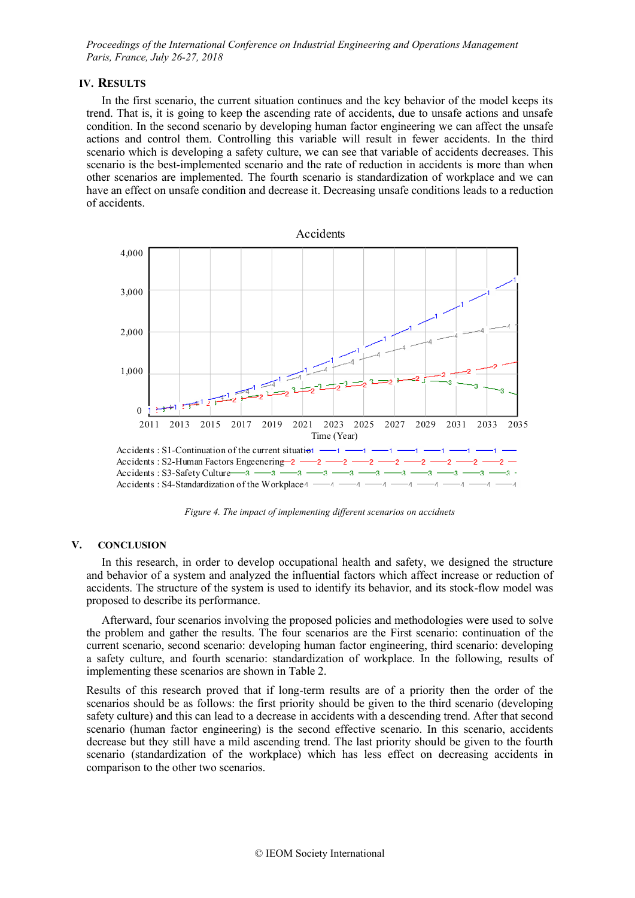## IV. Results

In the first scenario, the current situation continues and the key behavior of the model keeps its trend. That is, it is going to keep the ascending rate of accidents, due to unsafe actions and unsafe condition. In the second scenario by developing human factor engineering we can affect the unsafe actions and control them. Controlling this variable will result in fewer accidents. In the third scenario which is developing a safety culture, we can see that variable of accidents decreases. This scenario is the best-implemented scenario and the rate of reduction in accidents is more than when other scenarios are implemented. The fourth scenario is standardization of workplace and we can have an effect on unsafe condition and decrease it. Decreasing unsafe conditions leads to a reduction of accidents.

*Figure 4. The impact of implementing different scenarios on accidnets*

## V. CONCLUSION

In this research, in order to develop occupational health and safety, we designed the structure and behavior of a system and analyzed the influential factors which affect increase or reduction of accidents. The structure of the system is used to identify its behavior, and its stock-flow model was proposed to describe its performance.

Afterward, four scenarios involving the proposed policies and methodologies were used to solve the problem and gather the results. The four scenarios are the First scenario: continuation of the current scenario, second scenario: developing human factor engineering, third scenario: developing a safety culture, and fourth scenario: standardization of workplace. In the following, results of implementing these scenarios are shown in Table 2.

Results of this research proved that if long-term results are of a priority then the order of the scenarios should be as follows: the first priority should be given to the third scenario (developing safety culture) and this can lead to a decrease in accidents with a descending trend. After that second scenario (human factor engineering) is the second effective scenario. In this scenario, accidents decrease but they still have a mild ascending trend. The last priority should be given to the fourth scenario (standardization of the workplace) which has less effect on decreasing accidents in comparison to the other two scenarios.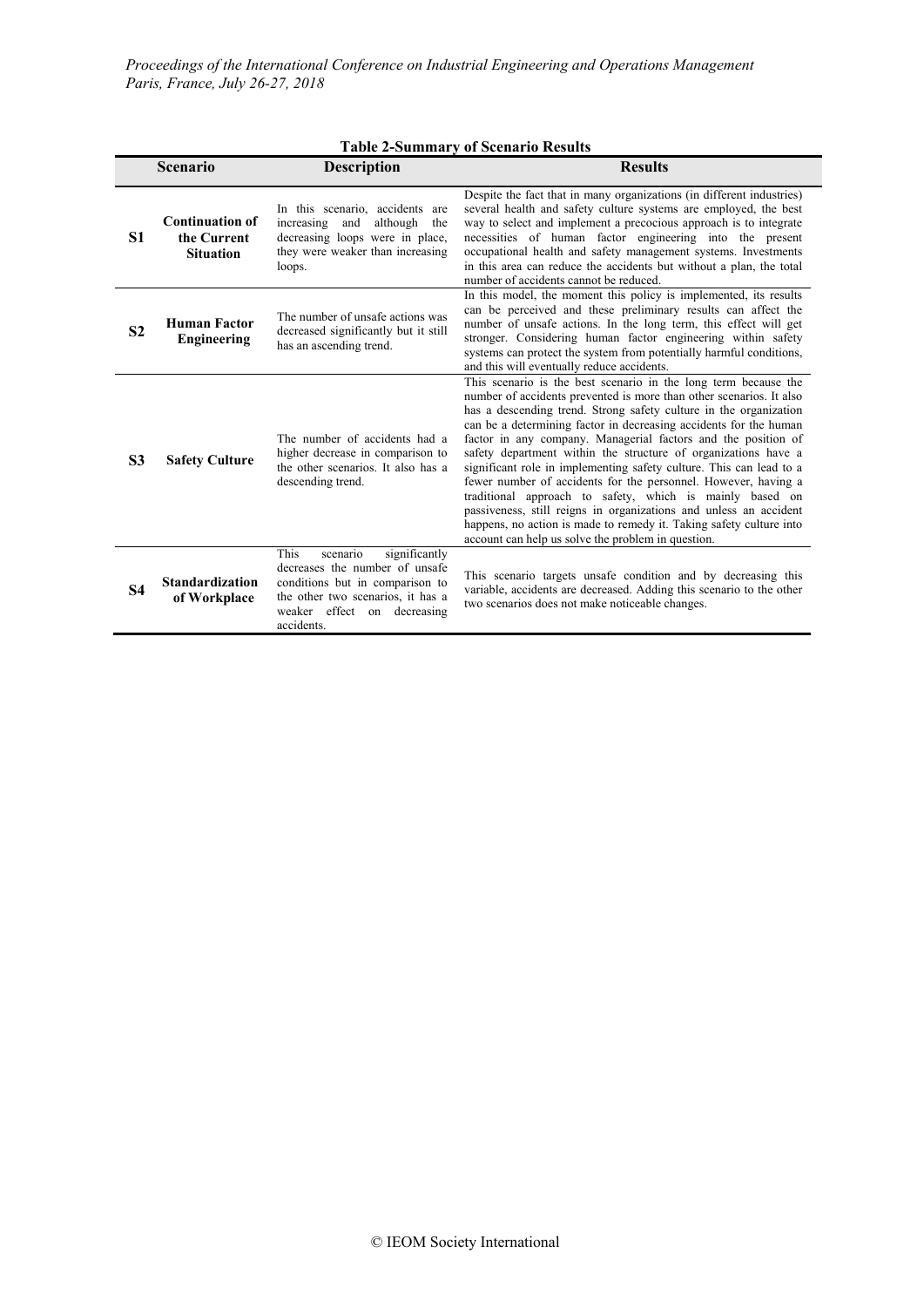**Table 2-Summary of Scenario Results**

| Scenario | | Description | Results |
|---|---|---|---|
| **S1** | **Continuation of the Current Situation** | In this scenario, accidents are increasing and although the decreasing loops were in place, they were weaker than increasing loops. | Despite the fact that in many organizations (in different industries) several health and safety culture systems are employed, the best way to select and implement a precocious approach is to integrate necessities of human factor engineering into the present occupational health and safety management systems. Investments in this area can reduce the accidents but without a plan, the total number of accidents cannot be reduced. |
| **S2** | **Human Factor Engineering** | The number of unsafe actions was decreased significantly but it still has an ascending trend. | In this model, the moment this policy is implemented, its results can be perceived and these preliminary results can affect the number of unsafe actions. In the long term, this effect will get stronger. Considering human factor engineering within safety systems can protect the system from potentially harmful conditions, and this will eventually reduce accidents. |
| **S3** | **Safety Culture** | The number of accidents had a higher decrease in comparison to the other scenarios. It also has a descending trend. | This scenario is the best scenario in the long term because the number of accidents prevented is more than other scenarios. It also has a descending trend. Strong safety culture in the organization can be a determining factor in decreasing accidents for the human factor in any company. Managerial factors and the position of safety department within the structure of organizations have a significant role in implementing safety culture. This can lead to a fewer number of accidents for the personnel. However, having a traditional approach to safety, which is mainly based on passiveness, still reigns in organizations and unless an accident happens, no action is made to remedy it. Taking safety culture into account can help us solve the problem in question. |
| **S4** | **Standardization of Workplace** | This scenario significantly decreases the number of unsafe conditions but in comparison to the other two scenarios, it has a weaker effect on decreasing accidents. | This scenario targets unsafe condition and by decreasing this variable, accidents are decreased. Adding this scenario to the other two scenarios does not make noticeable changes. |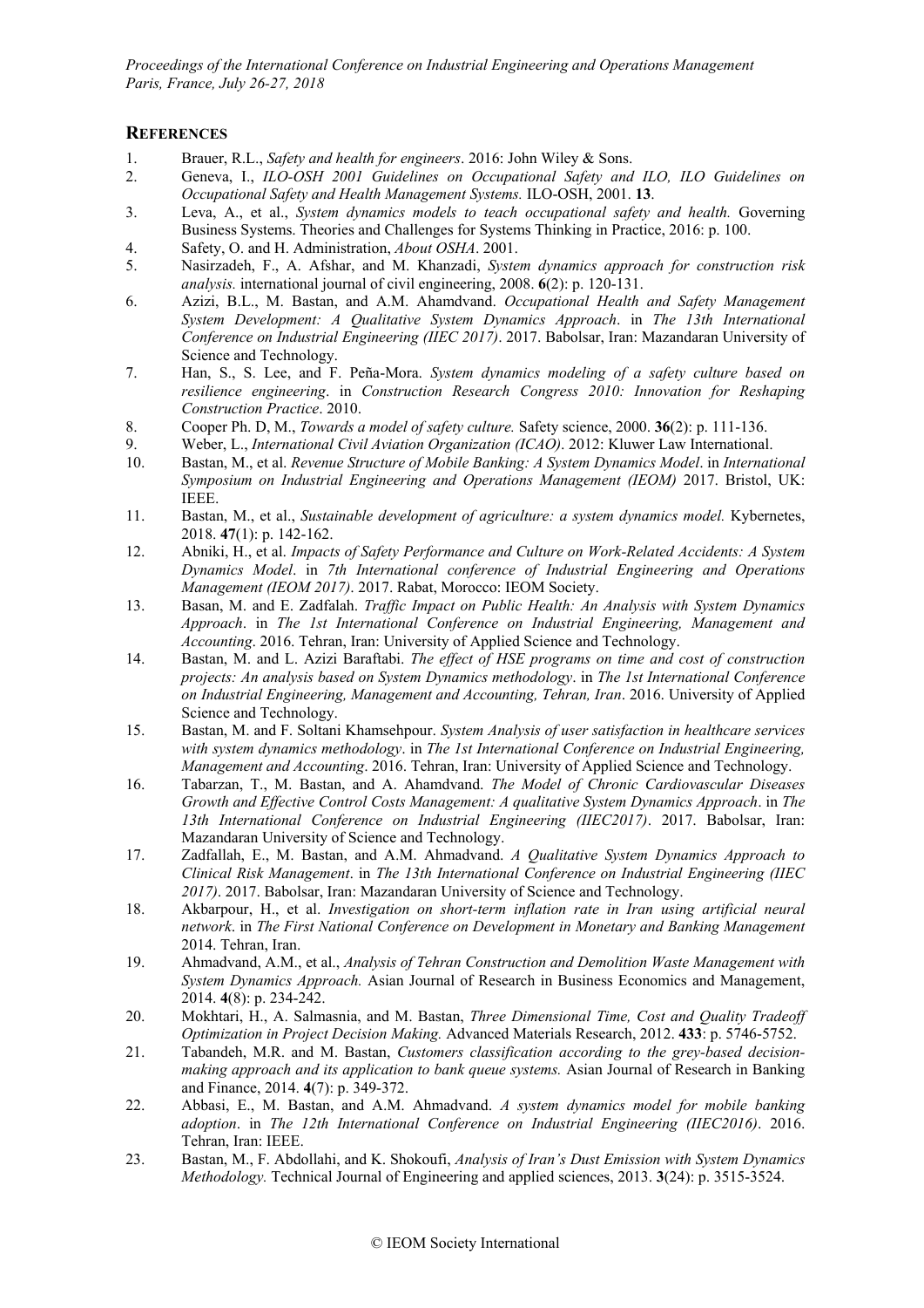## REFERENCES

1. Brauer, R.L., *Safety and health for engineers*. 2016: John Wiley & Sons.
2. Geneva, I., *ILO-OSH 2001 Guidelines on Occupational Safety and ILO, ILO Guidelines on Occupational Safety and Health Management Systems.* ILO-OSH, 2001. **13**.
3. Leva, A., et al., *System dynamics models to teach occupational safety and health.* Governing Business Systems. Theories and Challenges for Systems Thinking in Practice, 2016: p. 100.
4. Safety, O. and H. Administration, *About OSHA*. 2001.
5. Nasirzadeh, F., A. Afshar, and M. Khanzadi, *System dynamics approach for construction risk analysis.* international journal of civil engineering, 2008. **6**(2): p. 120-131.
6. Azizi, B.L., M. Bastan, and A.M. Ahamdvand. *Occupational Health and Safety Management System Development: A Qualitative System Dynamics Approach*. in *The 13th International Conference on Industrial Engineering (IIEC 2017)*. 2017. Babolsar, Iran: Mazandaran University of Science and Technology.
7. Han, S., S. Lee, and F. Peña-Mora. *System dynamics modeling of a safety culture based on resilience engineering*. in *Construction Research Congress 2010: Innovation for Reshaping Construction Practice*. 2010.
8. Cooper Ph. D, M., *Towards a model of safety culture.* Safety science, 2000. **36**(2): p. 111-136.
9. Weber, L., *International Civil Aviation Organization (ICAO)*. 2012: Kluwer Law International.
10. Bastan, M., et al. *Revenue Structure of Mobile Banking: A System Dynamics Model*. in *International Symposium on Industrial Engineering and Operations Management (IEOM)* 2017. Bristol, UK: IEEE.
11. Bastan, M., et al., *Sustainable development of agriculture: a system dynamics model.* Kybernetes, 2018. **47**(1): p. 142-162.
12. Abniki, H., et al. *Impacts of Safety Performance and Culture on Work-Related Accidents: A System Dynamics Model*. in *7th International conference of Industrial Engineering and Operations Management (IEOM 2017)*. 2017. Rabat, Morocco: IEOM Society.
13. Basan, M. and E. Zadfalah. *Traffic Impact on Public Health: An Analysis with System Dynamics Approach*. in *The 1st International Conference on Industrial Engineering, Management and Accounting*. 2016. Tehran, Iran: University of Applied Science and Technology.
14. Bastan, M. and L. Azizi Baraftabi. *The effect of HSE programs on time and cost of construction projects: An analysis based on System Dynamics methodology*. in *The 1st International Conference on Industrial Engineering, Management and Accounting, Tehran, Iran*. 2016. University of Applied Science and Technology.
15. Bastan, M. and F. Soltani Khamsehpour. *System Analysis of user satisfaction in healthcare services with system dynamics methodology*. in *The 1st International Conference on Industrial Engineering, Management and Accounting*. 2016. Tehran, Iran: University of Applied Science and Technology.
16. Tabarzan, T., M. Bastan, and A. Ahamdvand. *The Model of Chronic Cardiovascular Diseases Growth and Effective Control Costs Management: A qualitative System Dynamics Approach*. in *The 13th International Conference on Industrial Engineering (IIEC2017)*. 2017. Babolsar, Iran: Mazandaran University of Science and Technology.
17. Zadfallah, E., M. Bastan, and A.M. Ahmadvand. *A Qualitative System Dynamics Approach to Clinical Risk Management*. in *The 13th International Conference on Industrial Engineering (IIEC 2017)*. 2017. Babolsar, Iran: Mazandaran University of Science and Technology.
18. Akbarpour, H., et al. *Investigation on short-term inflation rate in Iran using artificial neural network*. in *The First National Conference on Development in Monetary and Banking Management* 2014. Tehran, Iran.
19. Ahmadvand, A.M., et al., *Analysis of Tehran Construction and Demolition Waste Management with System Dynamics Approach.* Asian Journal of Research in Business Economics and Management, 2014. **4**(8): p. 234-242.
20. Mokhtari, H., A. Salmasnia, and M. Bastan, *Three Dimensional Time, Cost and Quality Tradeoff Optimization in Project Decision Making.* Advanced Materials Research, 2012. **433**: p. 5746-5752.
21. Tabandeh, M.R. and M. Bastan, *Customers classification according to the grey-based decision-making approach and its application to bank queue systems.* Asian Journal of Research in Banking and Finance, 2014. **4**(7): p. 349-372.
22. Abbasi, E., M. Bastan, and A.M. Ahmadvand. *A system dynamics model for mobile banking adoption*. in *The 12th International Conference on Industrial Engineering (IIEC2016)*. 2016. Tehran, Iran: IEEE.
23. Bastan, M., F. Abdollahi, and K. Shokoufi, *Analysis of Iran's Dust Emission with System Dynamics Methodology.* Technical Journal of Engineering and applied sciences, 2013. **3**(24): p. 3515-3524.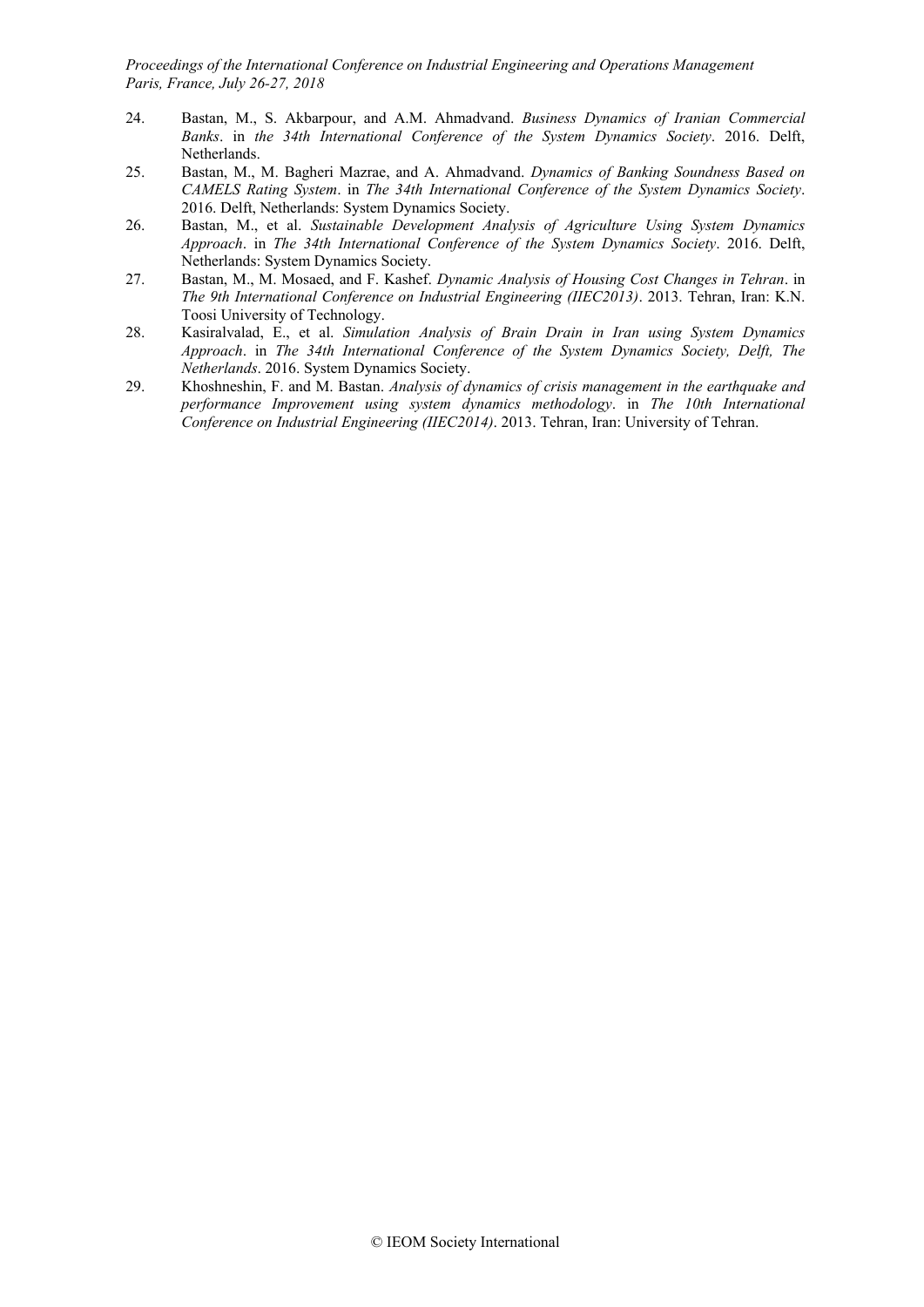24. Bastan, M., S. Akbarpour, and A.M. Ahmadvand. *Business Dynamics of Iranian Commercial Banks*. in *the 34th International Conference of the System Dynamics Society*. 2016. Delft, Netherlands.
25. Bastan, M., M. Bagheri Mazrae, and A. Ahmadvand. *Dynamics of Banking Soundness Based on CAMELS Rating System*. in *The 34th International Conference of the System Dynamics Society*. 2016. Delft, Netherlands: System Dynamics Society.
26. Bastan, M., et al. *Sustainable Development Analysis of Agriculture Using System Dynamics Approach*. in *The 34th International Conference of the System Dynamics Society*. 2016. Delft, Netherlands: System Dynamics Society.
27. Bastan, M., M. Mosaed, and F. Kashef. *Dynamic Analysis of Housing Cost Changes in Tehran*. in *The 9th International Conference on Industrial Engineering (IIEC2013)*. 2013. Tehran, Iran: K.N. Toosi University of Technology.
28. Kasiralvalad, E., et al. *Simulation Analysis of Brain Drain in Iran using System Dynamics Approach*. in *The 34th International Conference of the System Dynamics Society, Delft, The Netherlands*. 2016. System Dynamics Society.
29. Khoshneshin, F. and M. Bastan. *Analysis of dynamics of crisis management in the earthquake and performance Improvement using system dynamics methodology*. in *The 10th International Conference on Industrial Engineering (IIEC2014)*. 2013. Tehran, Iran: University of Tehran.